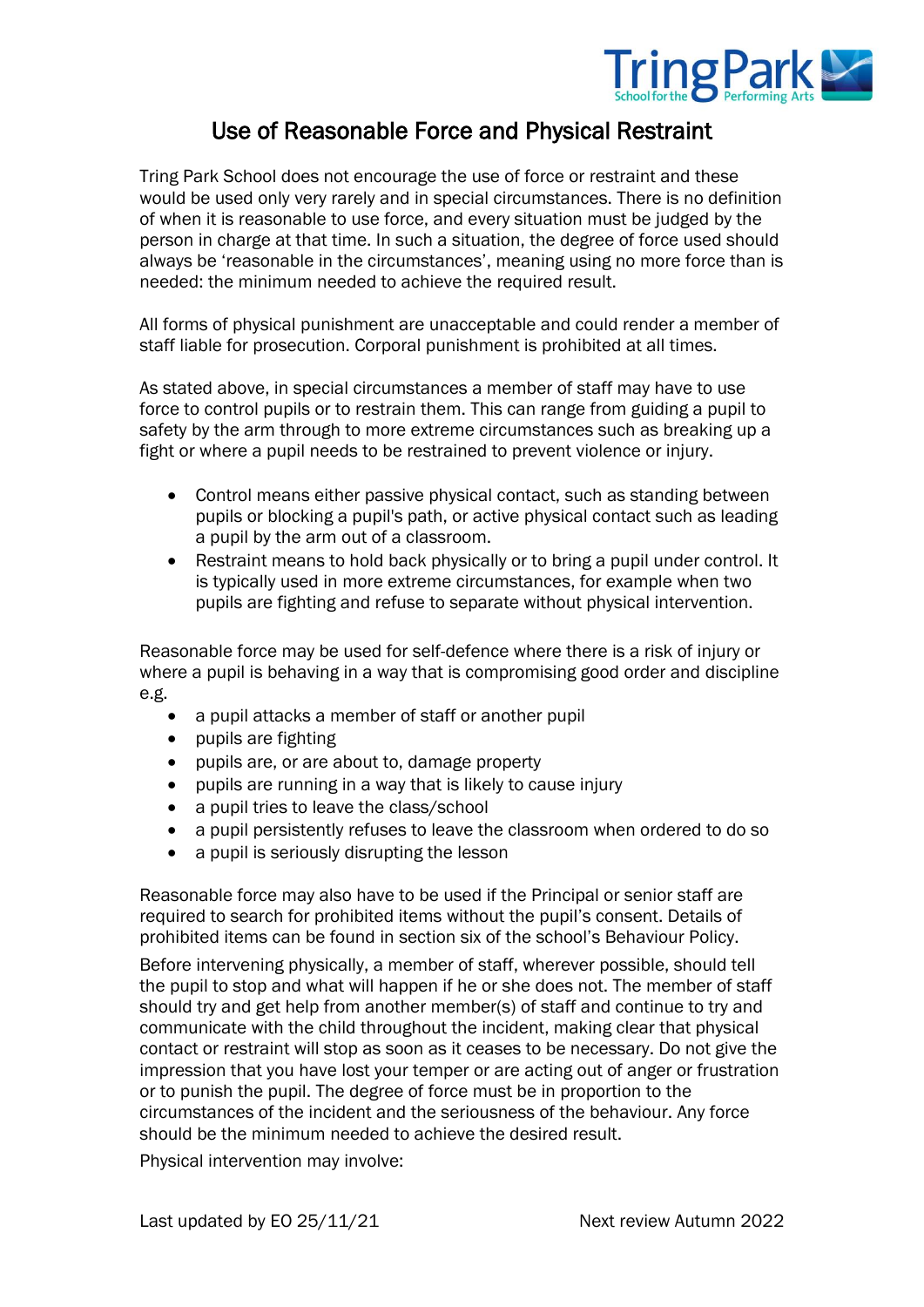# Use of Reasonable Force and Physical Restraint

Tring Park School does not encourage the use of force or restraint and these would be used only very rarely and in special circumstances. There is no definition of when it is reasonable to use force, and every situation must be judged by the person in charge at that time. In such a situation, the degree of force used should always be 'reasonable in the circumstances', meaning using no more force than is needed: the minimum needed to achieve the required result.

All forms of physical punishment are unacceptable and could render a member of staff liable for prosecution. Corporal punishment is prohibited at all times.

As stated above, in special circumstances a member of staff may have to use force to control pupils or to restrain them. This can range from guiding a pupil to safety by the arm through to more extreme circumstances such as breaking up a fight or where a pupil needs to be restrained to prevent violence or injury.

- Control means either passive physical contact, such as standing between pupils or blocking a pupil's path, or active physical contact such as leading a pupil by the arm out of a classroom.
- Restraint means to hold back physically or to bring a pupil under control. It is typically used in more extreme circumstances, for example when two pupils are fighting and refuse to separate without physical intervention.

Reasonable force may be used for self-defence where there is a risk of injury or where a pupil is behaving in a way that is compromising good order and discipline e.g.

- a pupil attacks a member of staff or another pupil
- pupils are fighting
- pupils are, or are about to, damage property
- pupils are running in a way that is likely to cause injury
- a pupil tries to leave the class/school
- a pupil persistently refuses to leave the classroom when ordered to do so
- a pupil is seriously disrupting the lesson

Reasonable force may also have to be used if the Principal or senior staff are required to search for prohibited items without the pupil's consent. Details of prohibited items can be found in section six of the school's Behaviour Policy.

Before intervening physically, a member of staff, wherever possible, should tell the pupil to stop and what will happen if he or she does not. The member of staff should try and get help from another member(s) of staff and continue to try and communicate with the child throughout the incident, making clear that physical contact or restraint will stop as soon as it ceases to be necessary. Do not give the impression that you have lost your temper or are acting out of anger or frustration or to punish the pupil. The degree of force must be in proportion to the circumstances of the incident and the seriousness of the behaviour. Any force should be the minimum needed to achieve the desired result.

Physical intervention may involve: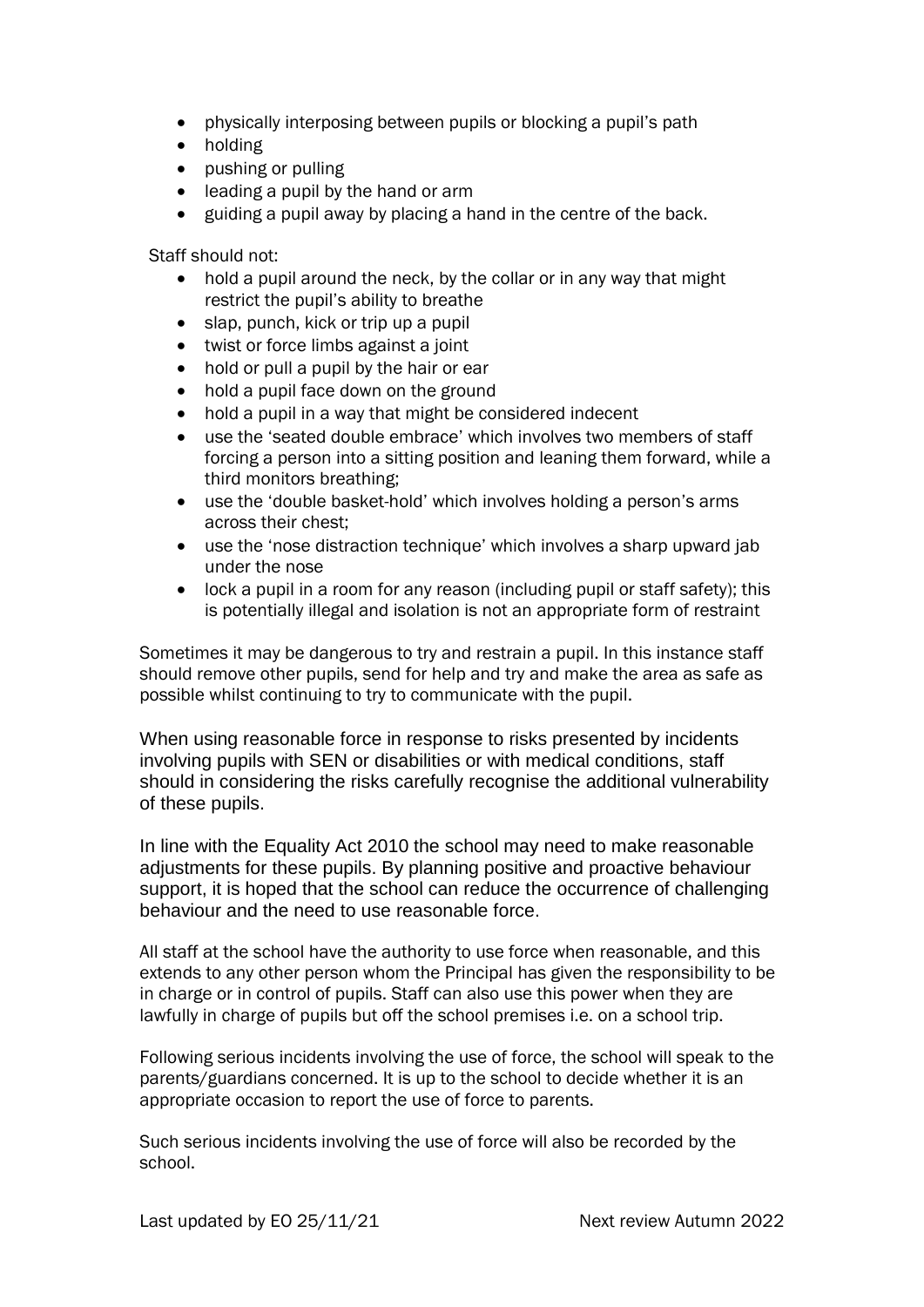- physically interposing between pupils or blocking a pupil's path
- holding
- pushing or pulling
- leading a pupil by the hand or arm
- guiding a pupil away by placing a hand in the centre of the back.

Staff should not:

- hold a pupil around the neck, by the collar or in any way that might restrict the pupil's ability to breathe
- slap, punch, kick or trip up a pupil
- twist or force limbs against a joint
- hold or pull a pupil by the hair or ear
- hold a pupil face down on the ground
- hold a pupil in a way that might be considered indecent
- use the 'seated double embrace' which involves two members of staff forcing a person into a sitting position and leaning them forward, while a third monitors breathing;
- use the 'double basket-hold' which involves holding a person's arms across their chest;
- use the 'nose distraction technique' which involves a sharp upward jab under the nose
- lock a pupil in a room for any reason (including pupil or staff safety); this is potentially illegal and isolation is not an appropriate form of restraint

Sometimes it may be dangerous to try and restrain a pupil. In this instance staff should remove other pupils, send for help and try and make the area as safe as possible whilst continuing to try to communicate with the pupil.

When using reasonable force in response to risks presented by incidents involving pupils with SEN or disabilities or with medical conditions, staff should in considering the risks carefully recognise the additional vulnerability of these pupils.

In line with the Equality Act 2010 the school may need to make reasonable adjustments for these pupils. By planning positive and proactive behaviour support, it is hoped that the school can reduce the occurrence of challenging behaviour and the need to use reasonable force.

All staff at the school have the authority to use force when reasonable, and this extends to any other person whom the Principal has given the responsibility to be in charge or in control of pupils. Staff can also use this power when they are lawfully in charge of pupils but off the school premises i.e. on a school trip.

Following serious incidents involving the use of force, the school will speak to the parents/guardians concerned. It is up to the school to decide whether it is an appropriate occasion to report the use of force to parents.

Such serious incidents involving the use of force will also be recorded by the school.

Last updated by EO 25/11/21 Next review Autumn 2022